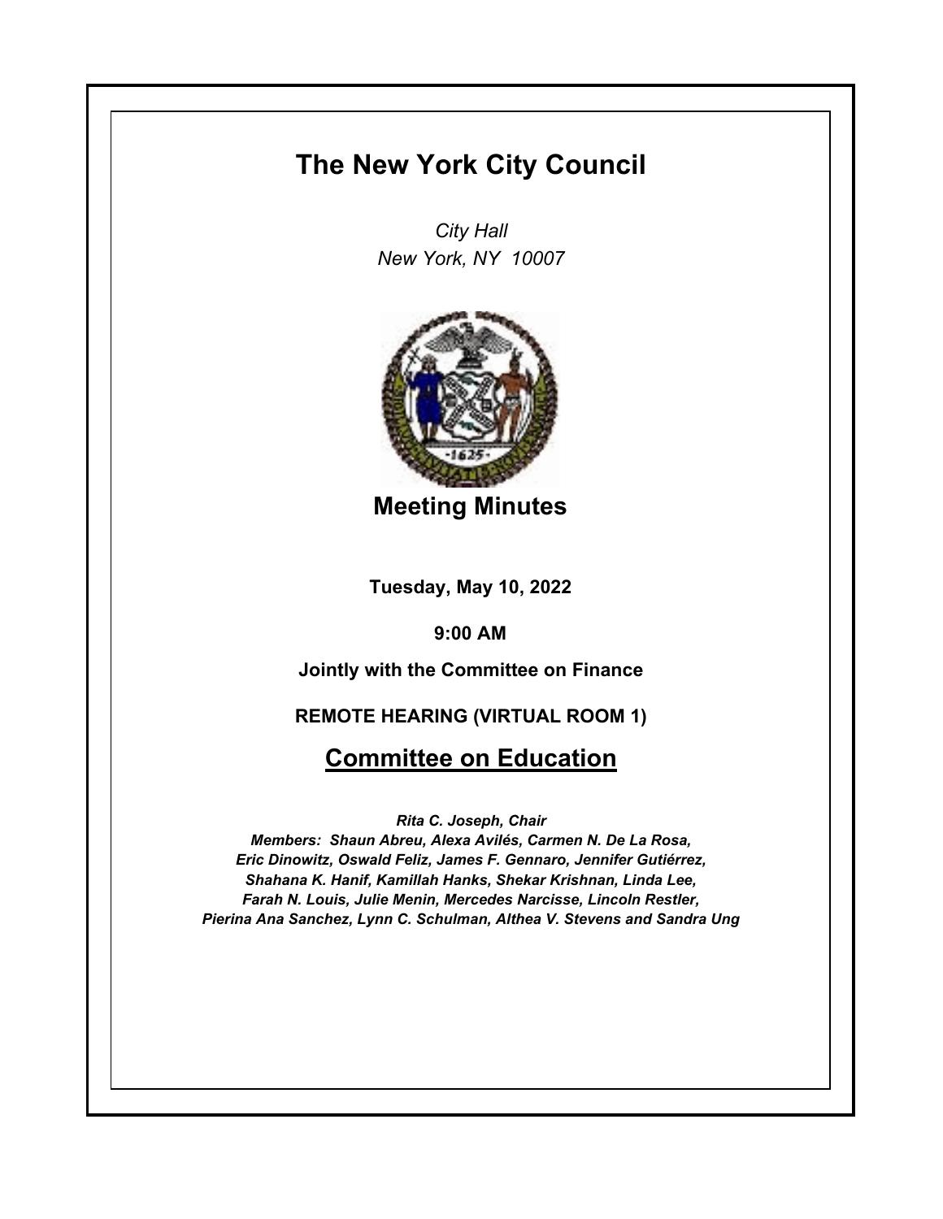# The New York City Council

*City Hall*
*New York, NY 10007*

## Meeting Minutes

**Tuesday, May 10, 2022**

**9:00 AM**

**Jointly with the Committee on Finance**

**REMOTE HEARING (VIRTUAL ROOM 1)**

## Committee on Education

***Rita C. Joseph, Chair***
***Members: Shaun Abreu, Alexa Avilés, Carmen N. De La Rosa, Eric Dinowitz, Oswald Feliz, James F. Gennaro, Jennifer Gutiérrez, Shahana K. Hanif, Kamillah Hanks, Shekar Krishnan, Linda Lee, Farah N. Louis, Julie Menin, Mercedes Narcisse, Lincoln Restler, Pierina Ana Sanchez, Lynn C. Schulman, Althea V. Stevens and Sandra Ung***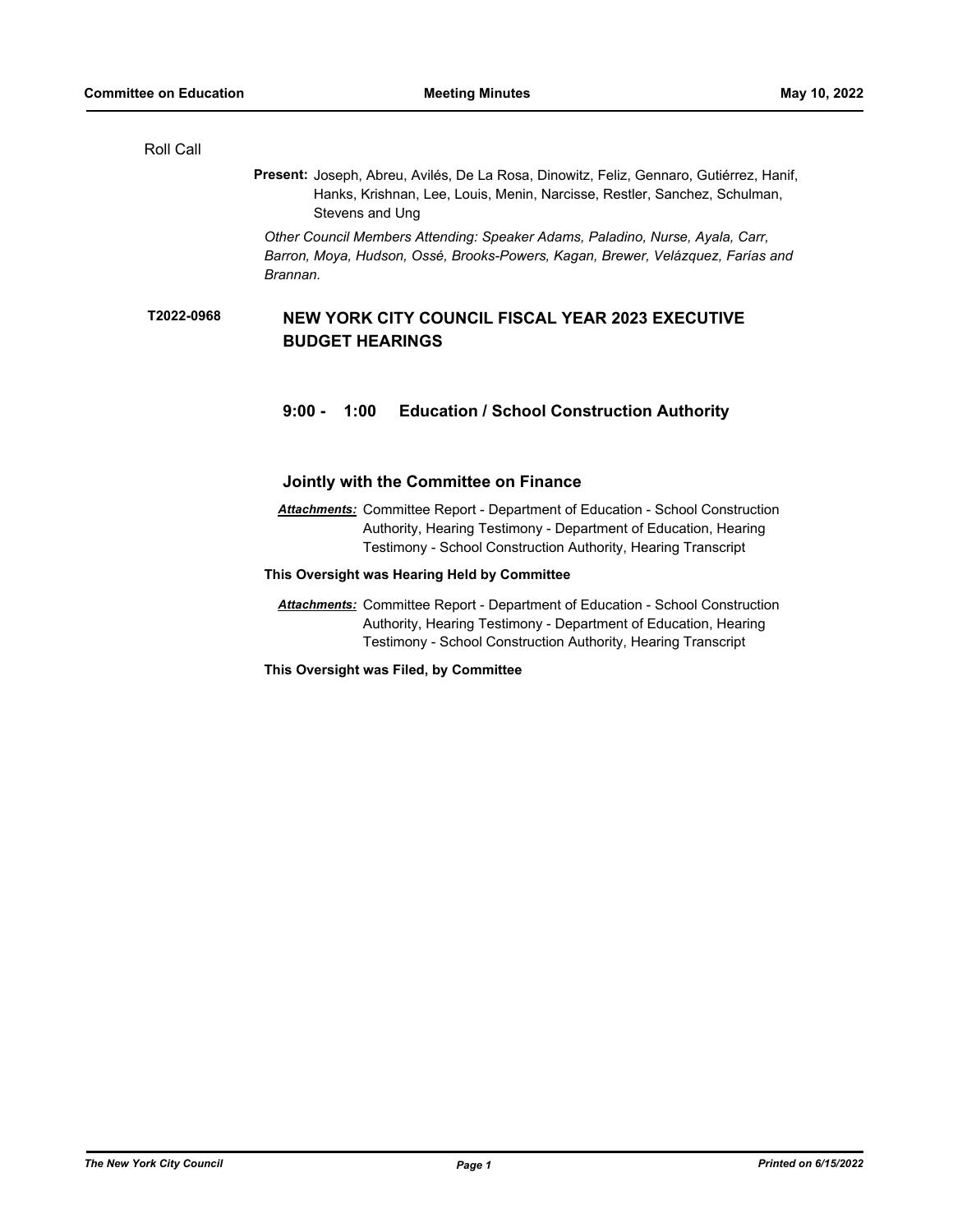Roll Call

**Present:** Joseph, Abreu, Avilés, De La Rosa, Dinowitz, Feliz, Gennaro, Gutiérrez, Hanif, Hanks, Krishnan, Lee, Louis, Menin, Narcisse, Restler, Sanchez, Schulman, Stevens and Ung

*Other Council Members Attending: Speaker Adams, Paladino, Nurse, Ayala, Carr, Barron, Moya, Hudson, Ossé, Brooks-Powers, Kagan, Brewer, Velázquez, Farías and Brannan.*

**T2022-0968**

## NEW YORK CITY COUNCIL FISCAL YEAR 2023 EXECUTIVE BUDGET HEARINGS

### 9:00 - 1:00 Education / School Construction Authority

### Jointly with the Committee on Finance

***Attachments:*** Committee Report - Department of Education - School Construction Authority, Hearing Testimony - Department of Education, Hearing Testimony - School Construction Authority, Hearing Transcript

**This Oversight was Hearing Held by Committee**

***Attachments:*** Committee Report - Department of Education - School Construction Authority, Hearing Testimony - Department of Education, Hearing Testimony - School Construction Authority, Hearing Transcript

**This Oversight was Filed, by Committee**